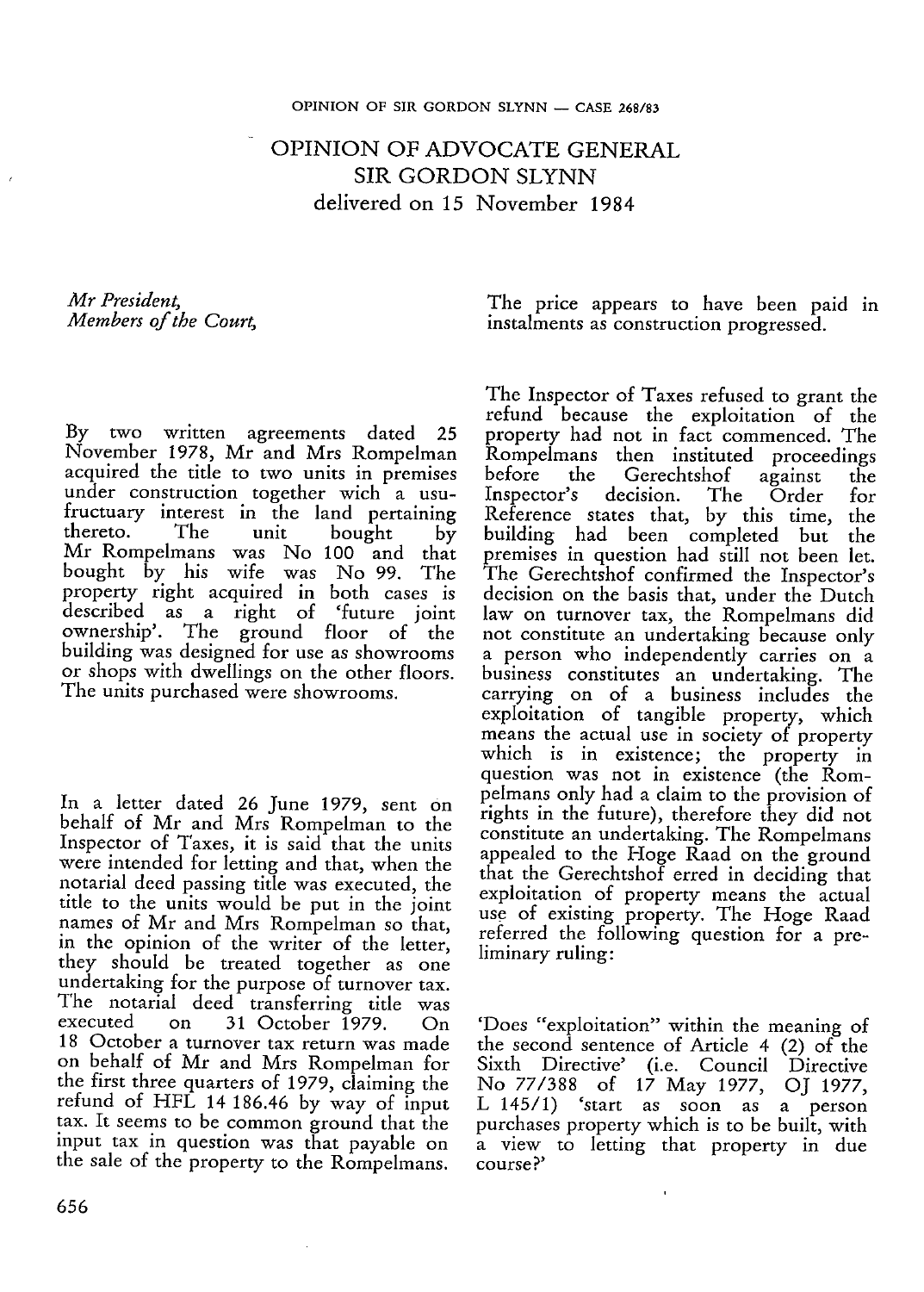# OPINION OF ADVOCATE GENERAL SIR GORDON SLYNN

delivered on 15 November 1984

*Mr President,*
*Members of the Court,*

By two written agreements dated 25 November 1978, Mr and Mrs Rompelman acquired the title to two units in premises under construction together wich a usufructuary interest in the land pertaining thereto. The unit bought by Mr Rompelmans was No 100 and that bought by his wife was No 99. The property right acquired in both cases is described as a right of 'future joint ownership'. The ground floor of the building was designed for use as showrooms or shops with dwellings on the other floors. The units purchased were showrooms.

In a letter dated 26 June 1979, sent on behalf of Mr and Mrs Rompelman to the Inspector of Taxes, it is said that the units were intended for letting and that, when the notarial deed passing title was executed, the title to the units would be put in the joint names of Mr and Mrs Rompelman so that, in the opinion of the writer of the letter, they should be treated together as one undertaking for the purpose of turnover tax. The notarial deed transferring title was executed on 31 October 1979. On 18 October a turnover tax return was made on behalf of Mr and Mrs Rompelman for the first three quarters of 1979, claiming the refund of HFL 14 186.46 by way of input tax. It seems to be common ground that the input tax in question was that payable on the sale of the property to the Rompelmans. The price appears to have been paid in instalments as construction progressed.

The Inspector of Taxes refused to grant the refund because the exploitation of the property had not in fact commenced. The Rompelmans then instituted proceedings before the Gerechtshof against the Inspector's decision. The Order for Reference states that, by this time, the building had been completed but the premises in question had still not been let. The Gerechtshof confirmed the Inspector's decision on the basis that, under the Dutch law on turnover tax, the Rompelmans did not constitute an undertaking because only a person who independently carries on a business constitutes an undertaking. The carrying on of a business includes the exploitation of tangible property, which means the actual use in society of property which is in existence; the property in question was not in existence (the Rompelmans only had a claim to the provision of rights in the future), therefore they did not constitute an undertaking. The Rompelmans appealed to the Hoge Raad on the ground that the Gerechtshof erred in deciding that exploitation of property means the actual use of existing property. The Hoge Raad referred the following question for a preliminary ruling:

'Does "exploitation" within the meaning of the second sentence of Article 4 (2) of the Sixth Directive' (i.e. Council Directive No 77/388 of 17 May 1977, OJ 1977, L 145/1) 'start as soon as a person purchases property which is to be built, with a view to letting that property in due course?'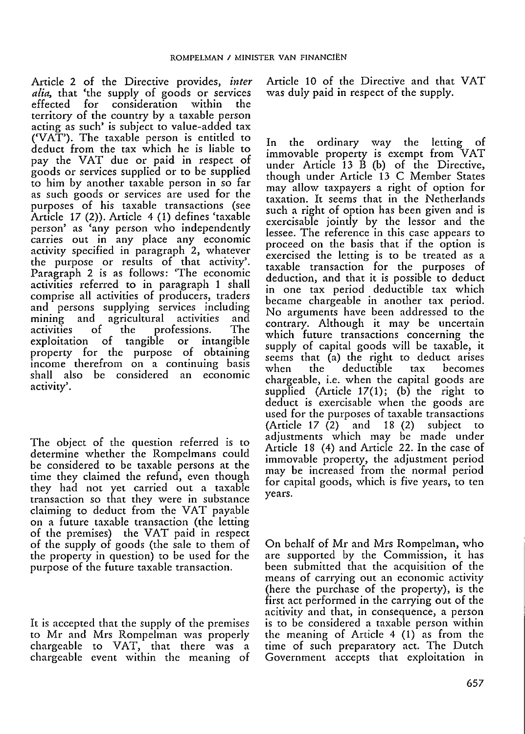Article 2 of the Directive provides, *inter alia*, that 'the supply of goods or services effected for consideration within the territory of the country by a taxable person acting as such' is subject to value-added tax ('VAT'). The taxable person is entitled to deduct from the tax which he is liable to pay the VAT due or paid in respect of goods or services supplied or to be supplied to him by another taxable person in so far as such goods or services are used for the purposes of his taxable transactions (see Article 17 (2)). Article 4 (1) defines 'taxable person' as 'any person who independently carries out in any place any economic activity specified in paragraph 2, whatever the purpose or results of that activity'. Paragraph 2 is as follows: 'The economic activities referred to in paragraph 1 shall comprise all activities of producers, traders and persons supplying services including mining and agricultural activities and activities of the professions. The exploitation of tangible or intangible property for the purpose of obtaining income therefrom on a continuing basis shall also be considered an economic activity'.

The object of the question referred is to determine whether the Rompelmans could be considered to be taxable persons at the time they claimed the refund, even though they had not yet carried out a taxable transaction so that they were in substance claiming to deduct from the VAT payable on a future taxable transaction (the letting of the premises) the VAT paid in respect of the supply of goods (the sale to them of the property in question) to be used for the purpose of the future taxable transaction.

It is accepted that the supply of the premises to Mr and Mrs Rompelman was properly chargeable to VAT, that there was a chargeable event within the meaning of Article 10 of the Directive and that VAT was duly paid in respect of the supply.

In the ordinary way the letting of immovable property is exempt from VAT under Article 13 B (b) of the Directive, though under Article 13 C Member States may allow taxpayers a right of option for taxation. It seems that in the Netherlands such a right of option has been given and is exercisable jointly by the lessor and the lessee. The reference in this case appears to proceed on the basis that if the option is exercised the letting is to be treated as a taxable transaction for the purposes of deduction, and that it is possible to deduct in one tax period deductible tax which became chargeable in another tax period. No arguments have been addressed to the contrary. Although it may be uncertain which future transactions concerning the supply of capital goods will be taxable, it seems that (a) the right to deduct arises when the deductible tax becomes chargeable, i.e. when the capital goods are supplied (Article 17(1); (b) the right to deduct is exercisable when the goods are used for the purposes of taxable transactions (Article 17 (2) and 18 (2) subject to adjustments which may be made under Article 18 (4) and Article 22. In the case of immovable property, the adjustment period may be increased from the normal period for capital goods, which is five years, to ten years.

On behalf of Mr and Mrs Rompelman, who are supported by the Commission, it has been submitted that the acquisition of the means of carrying out an economic activity (here the purchase of the property), is the first act performed in the carrying out of the acitivity and that, in consequence, a person is to be considered a taxable person within the meaning of Article 4 (1) as from the time of such preparatory act. The Dutch Government accepts that exploitation in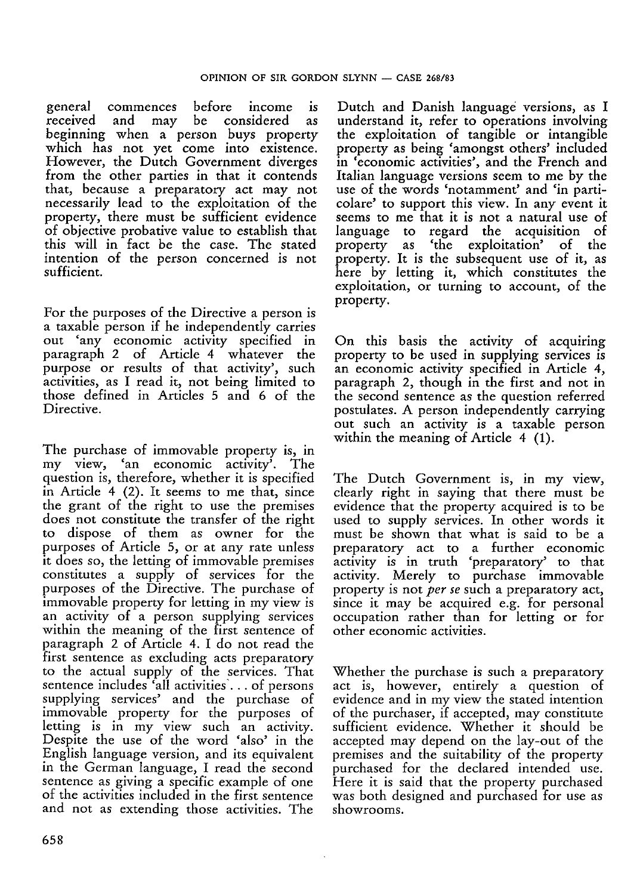general commences before income is received and may be considered as beginning when a person buys property which has not yet come into existence. However, the Dutch Government diverges from the other parties in that it contends that, because a preparatory act may not necessarily lead to the exploitation of the property, there must be sufficient evidence of objective probative value to establish that this will in fact be the case. The stated intention of the person concerned is not sufficient.

For the purposes of the Directive a person is a taxable person if he independently carries out 'any economic activity specified in paragraph 2 of Article 4 whatever the purpose or results of that activity', such activities, as I read it, not being limited to those defined in Articles 5 and 6 of the Directive.

The purchase of immovable property is, in my view, 'an economic activity'. The question is, therefore, whether it is specified in Article 4 (2). It seems to me that, since the grant of the right to use the premises does not constitute the transfer of the right to dispose of them as owner for the purposes of Article 5, or at any rate unless it does so, the letting of immovable premises constitutes a supply of services for the purposes of the Directive. The purchase of immovable property for letting in my view is an activity of a person supplying services within the meaning of the first sentence of paragraph 2 of Article 4. I do not read the first sentence as excluding acts preparatory to the actual supply of the services. That sentence includes 'all activities ... of persons supplying services' and the purchase of immovable property for the purposes of letting is in my view such an activity. Despite the use of the word 'also' in the English language version, and its equivalent in the German language, I read the second sentence as giving a specific example of one of the activities included in the first sentence and not as extending those activities. The Dutch and Danish language versions, as I understand it, refer to operations involving the exploitation of tangible or intangible property as being 'amongst others' included in 'economic activities', and the French and Italian language versions seem to me by the use of the words 'notamment' and 'in particolare' to support this view. In any event it seems to me that it is not a natural use of language to regard the acquisition of property as 'the exploitation' of the property. It is the subsequent use of it, as here by letting it, which constitutes the exploitation, or turning to account, of the property.

On this basis the activity of acquiring property to be used in supplying services is an economic activity specified in Article 4, paragraph 2, though in the first and not in the second sentence as the question referred postulates. A person independently carrying out such an activity is a taxable person within the meaning of Article 4 (1).

The Dutch Government is, in my view, clearly right in saying that there must be evidence that the property acquired is to be used to supply services. In other words it must be shown that what is said to be a preparatory act to a further economic activity is in truth 'preparatory' to that activity. Merely to purchase immovable property is not *per se* such a preparatory act, since it may be acquired e.g. for personal occupation rather than for letting or for other economic activities.

Whether the purchase is such a preparatory act is, however, entirely a question of evidence and in my view the stated intention of the purchaser, if accepted, may constitute sufficient evidence. Whether it should be accepted may depend on the lay-out of the premises and the suitability of the property purchased for the declared intended use. Here it is said that the property purchased was both designed and purchased for use as showrooms.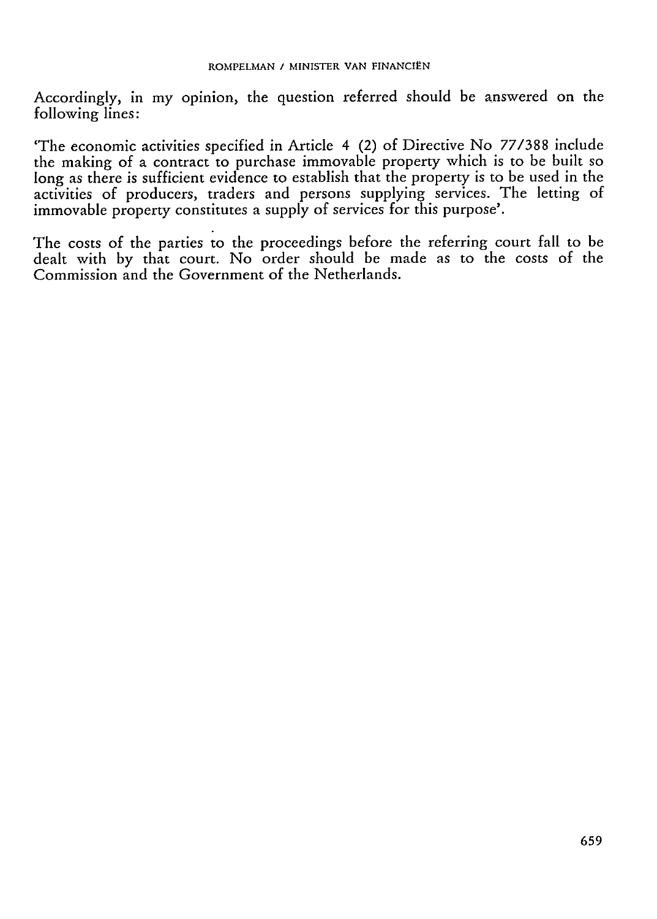Accordingly, in my opinion, the question referred should be answered on the following lines:

'The economic activities specified in Article 4 (2) of Directive No 77/388 include the making of a contract to purchase immovable property which is to be built so long as there is sufficient evidence to establish that the property is to be used in the activities of producers, traders and persons supplying services. The letting of immovable property constitutes a supply of services for this purpose'.

The costs of the parties to the proceedings before the referring court fall to be dealt with by that court. No order should be made as to the costs of the Commission and the Government of the Netherlands.